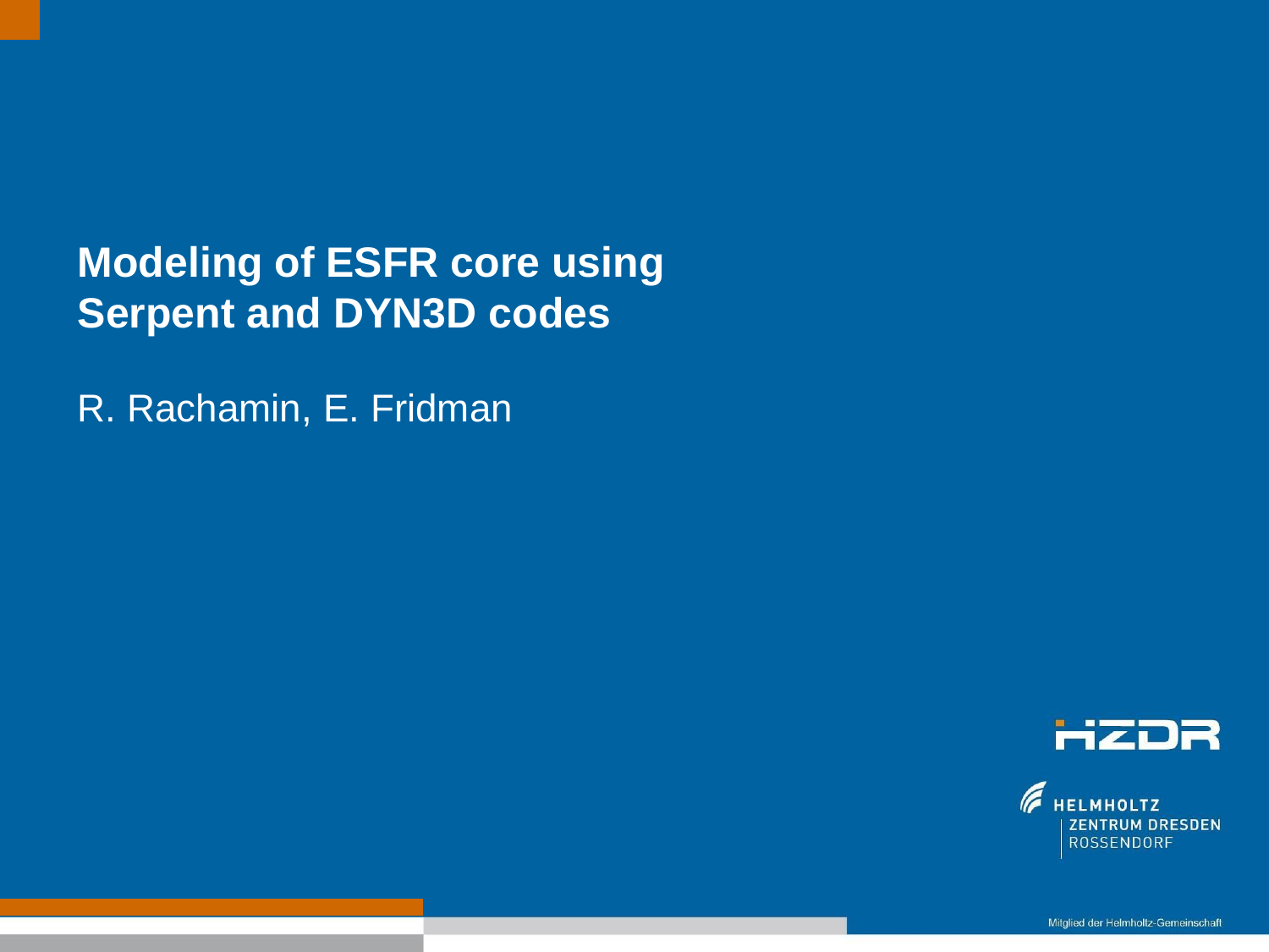# Modeling of ESFR core using Serpent and DYN3D codes

R. Rachamin, E. Fridman

HZDR

HELMHOLTZ ZENTRUM DRESDEN ROSSENDORF

Mitglied der Helmholtz-Gemeinschaft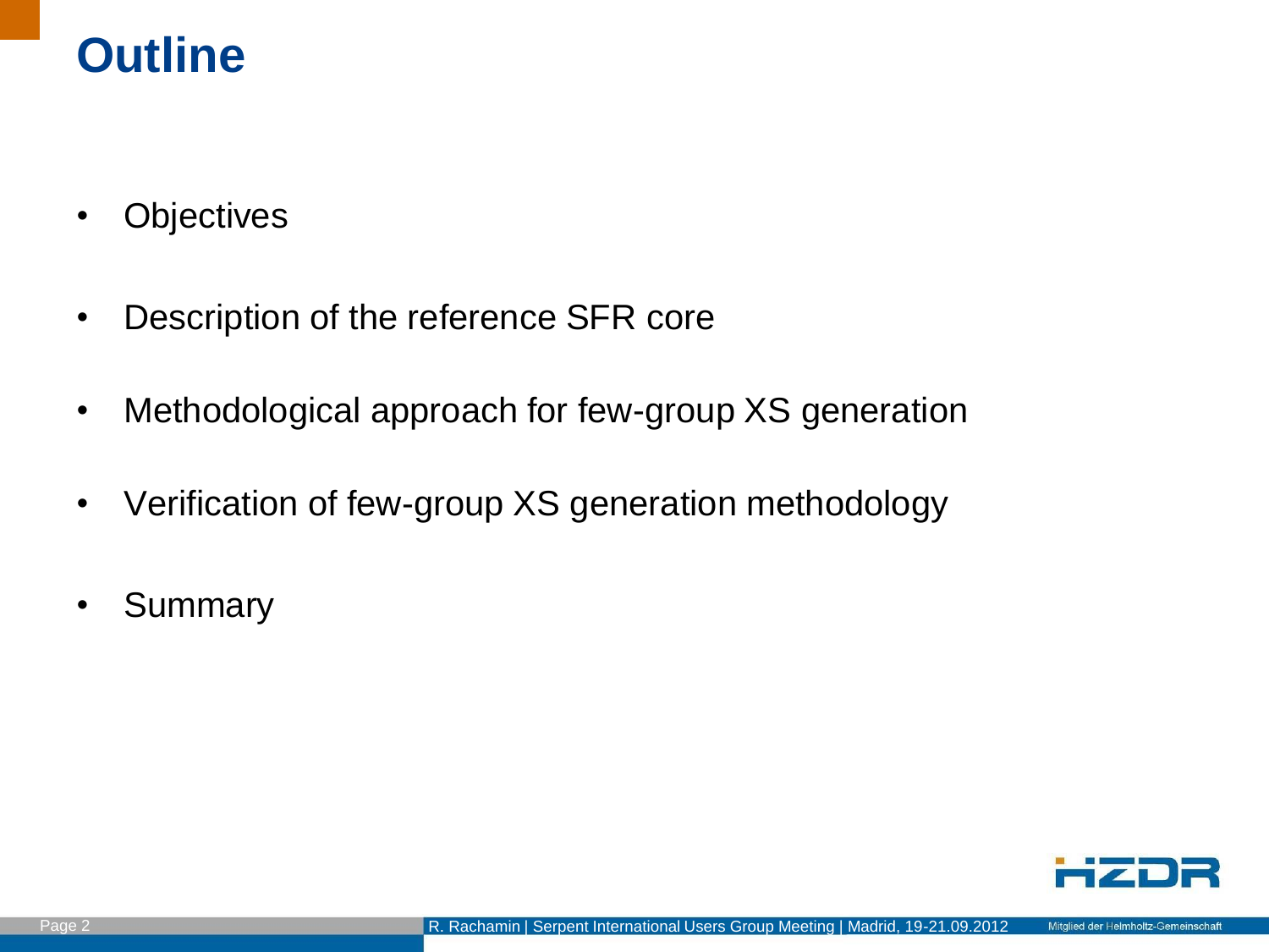# Outline

- Objectives
- Description of the reference SFR core
- Methodological approach for few-group XS generation
- Verification of few-group XS generation methodology
- Summary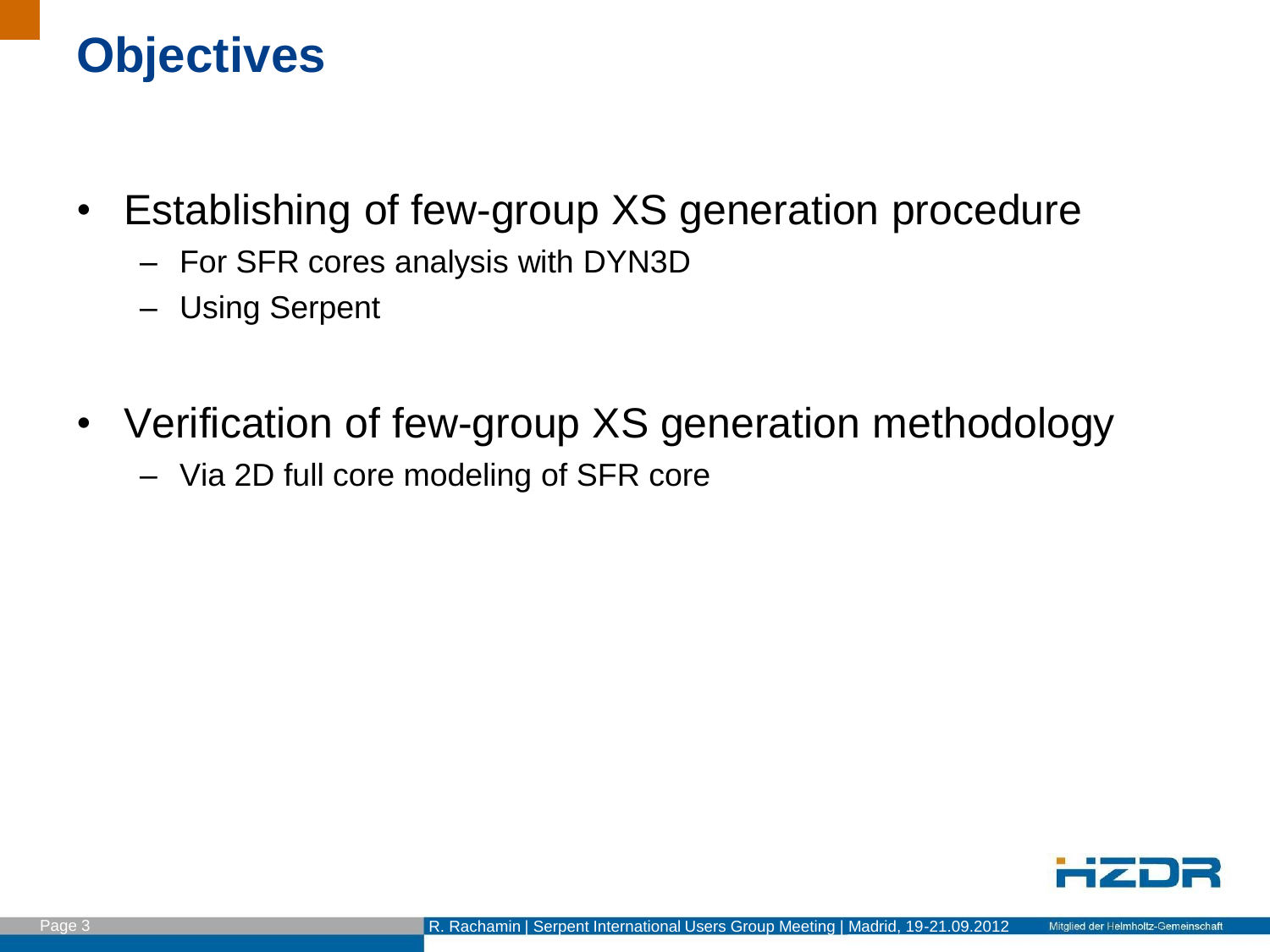# Objectives

- Establishing of few-group XS generation procedure
  - For SFR cores analysis with DYN3D
  - Using Serpent

- Verification of few-group XS generation methodology
  - Via 2D full core modeling of SFR core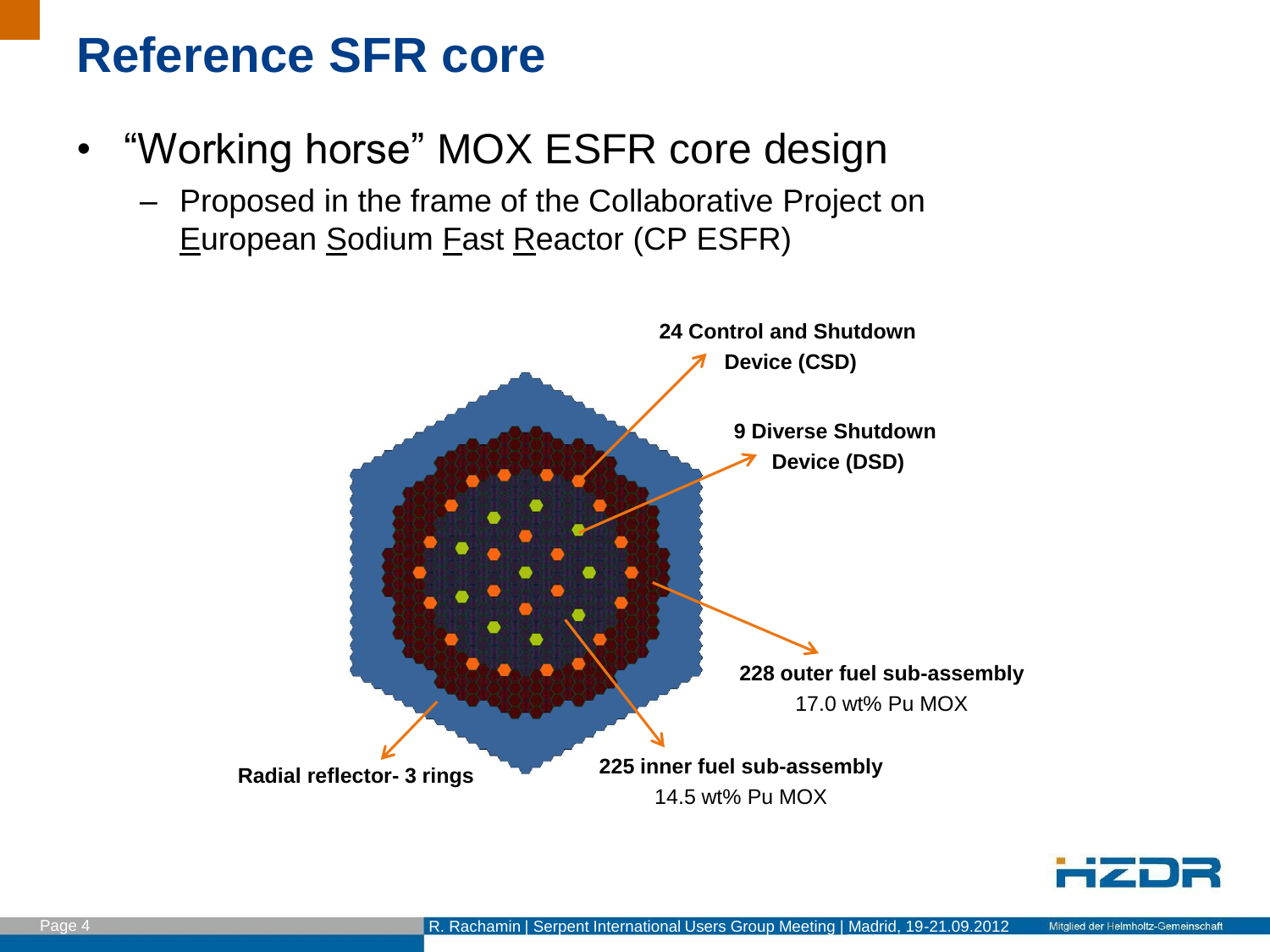# Reference SFR core

- "Working horse" MOX ESFR core design
  - Proposed in the frame of the Collaborative Project on European Sodium Fast Reactor (CP ESFR)

**24 Control and Shutdown Device (CSD)**

**9 Diverse Shutdown Device (DSD)**

**228 outer fuel sub-assembly**
17.0 wt% Pu MOX

**225 inner fuel sub-assembly**
14.5 wt% Pu MOX

**Radial reflector- 3 rings**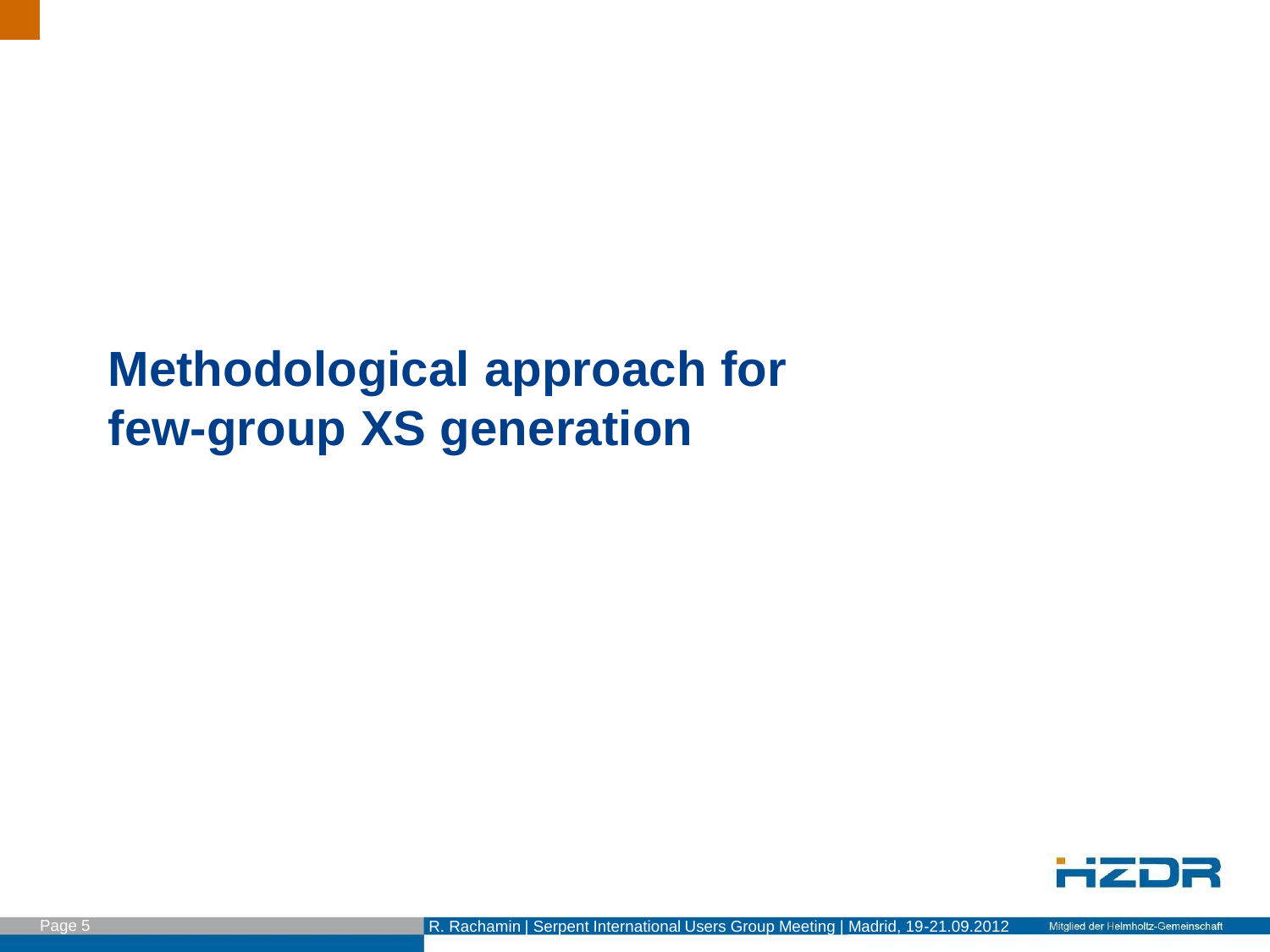# Methodological approach for few-group XS generation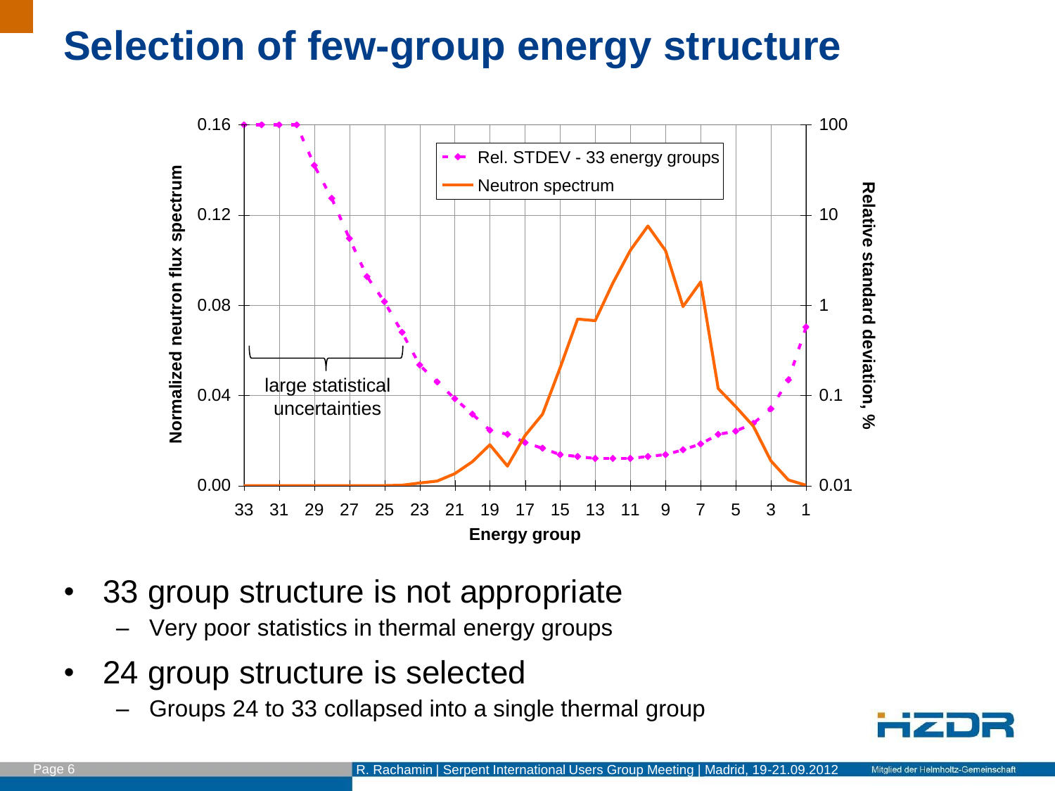# Selection of few-group energy structure

- 33 group structure is not appropriate
  - Very poor statistics in thermal energy groups
- 24 group structure is selected
  - Groups 24 to 33 collapsed into a single thermal group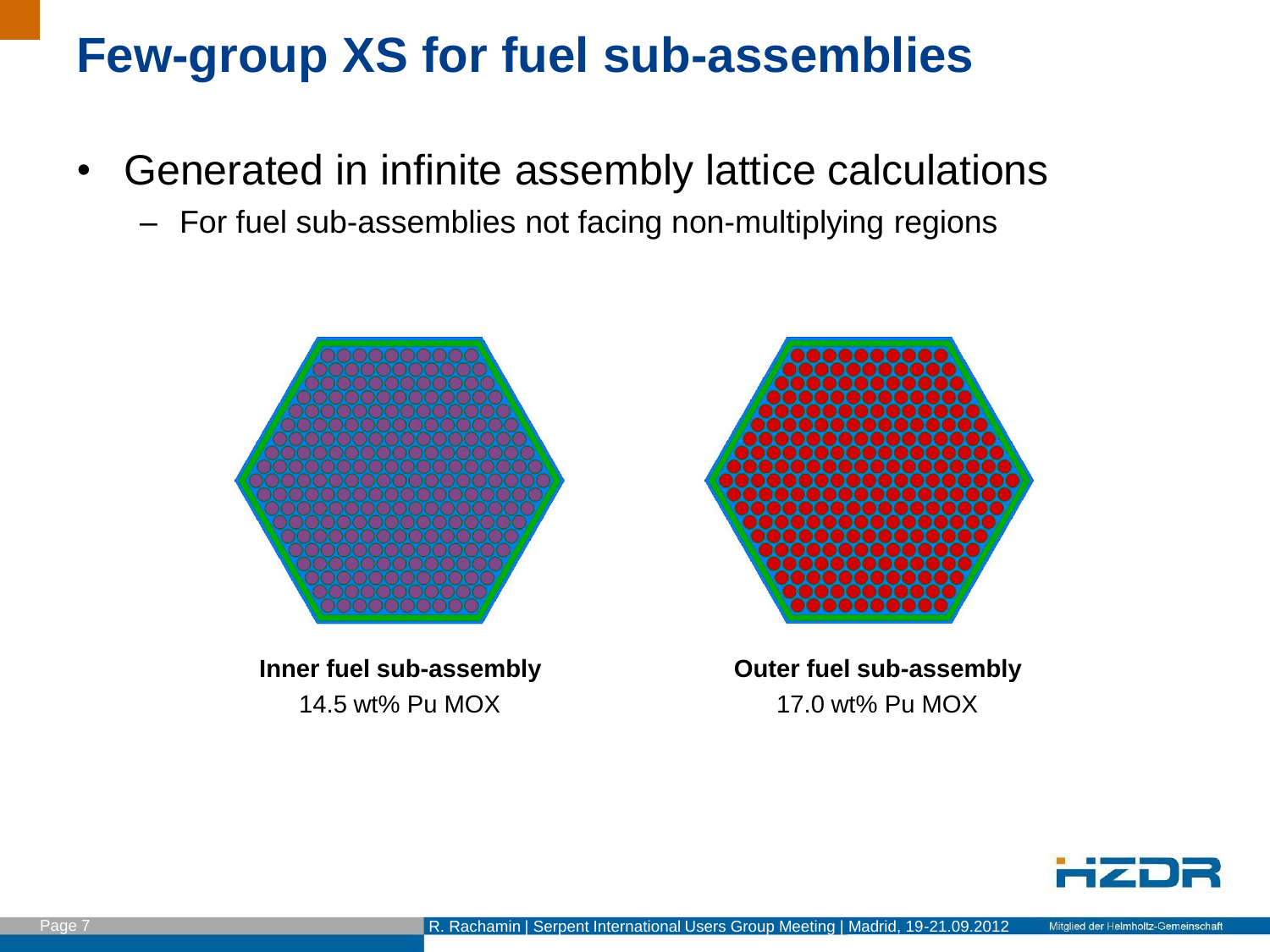# Few-group XS for fuel sub-assemblies

- Generated in infinite assembly lattice calculations
  - For fuel sub-assemblies not facing non-multiplying regions

**Inner fuel sub-assembly**
14.5 wt% Pu MOX

**Outer fuel sub-assembly**
17.0 wt% Pu MOX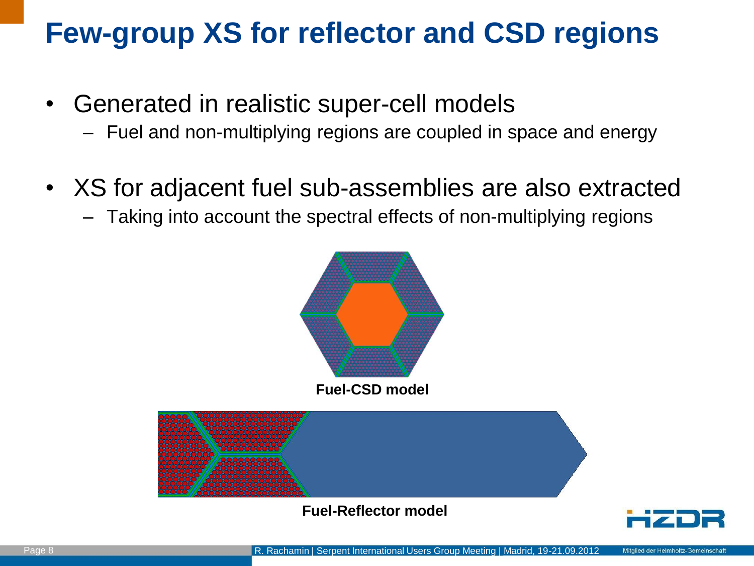# Few-group XS for reflector and CSD regions

- Generated in realistic super-cell models
  - Fuel and non-multiplying regions are coupled in space and energy
- XS for adjacent fuel sub-assemblies are also extracted
  - Taking into account the spectral effects of non-multiplying regions

**Fuel-CSD model**

**Fuel-Reflector model**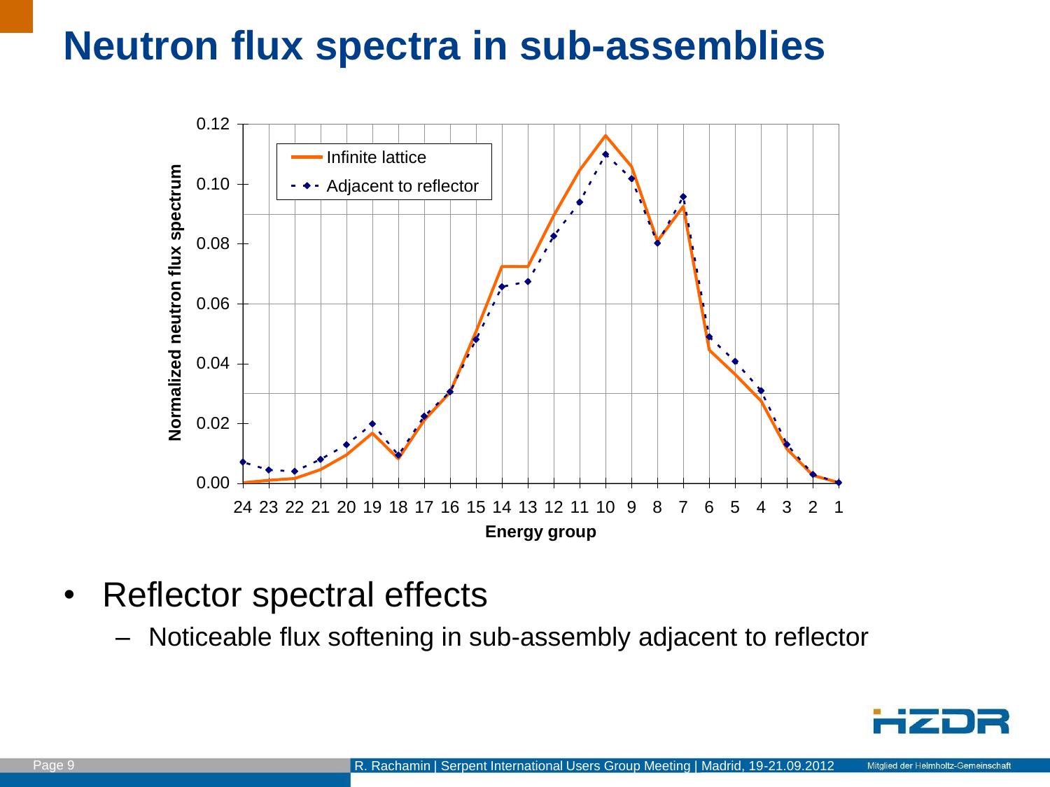# Neutron flux spectra in sub-assemblies

- Reflector spectral effects
  - Noticeable flux softening in sub-assembly adjacent to reflector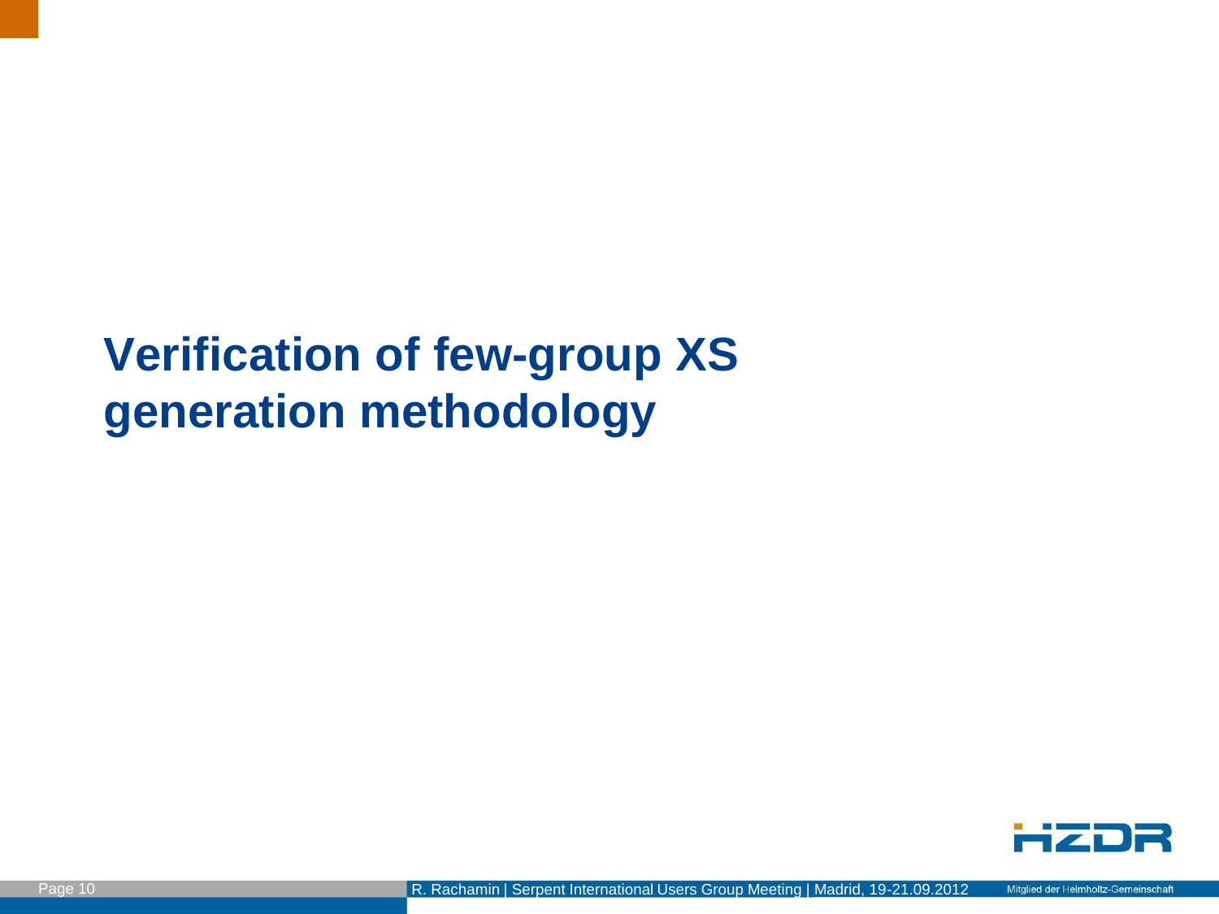# Verification of few-group XS generation methodology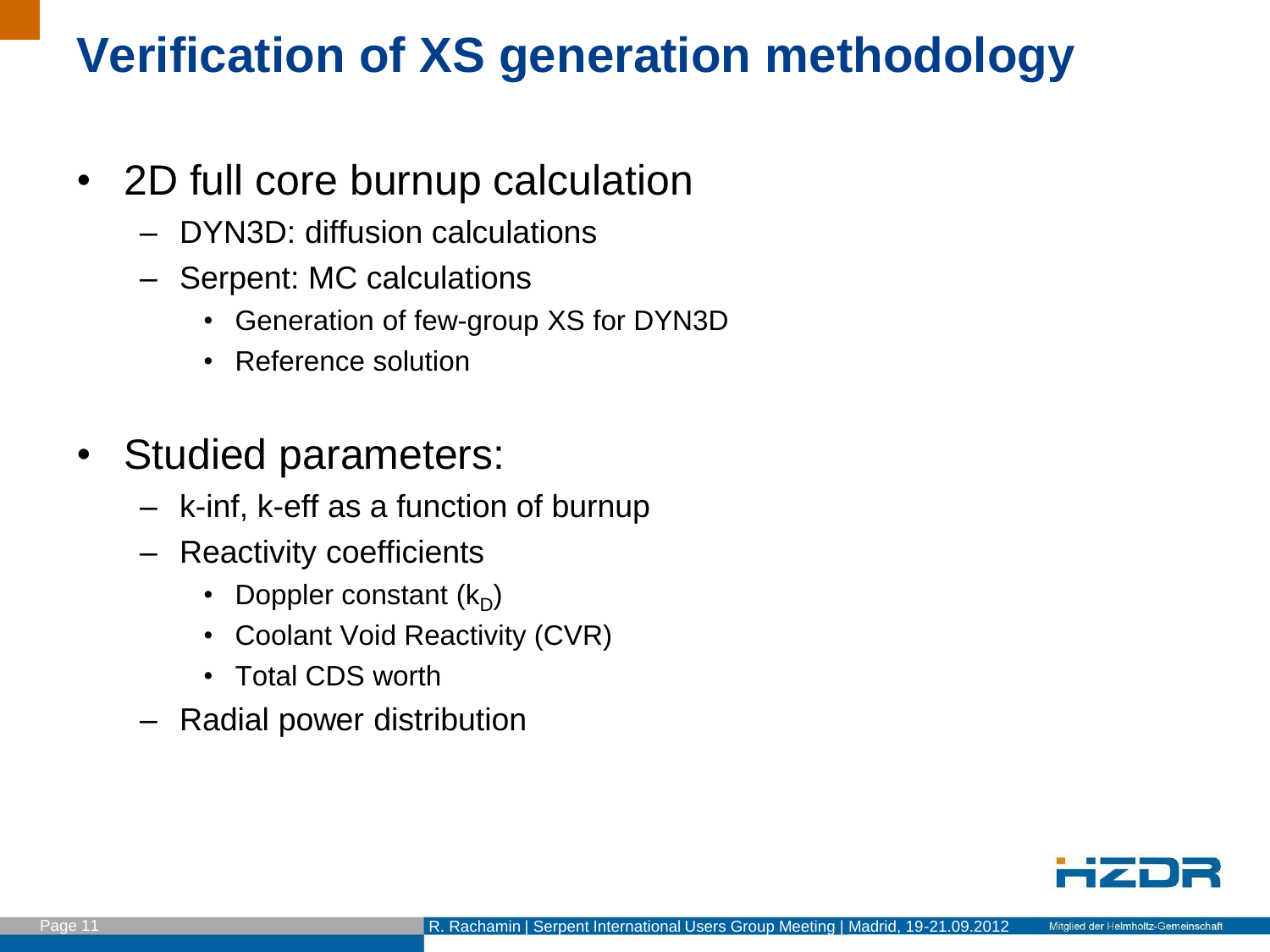# Verification of XS generation methodology

- 2D full core burnup calculation
  - DYN3D: diffusion calculations
  - Serpent: MC calculations
    - Generation of few-group XS for DYN3D
    - Reference solution

- Studied parameters:
  - k-inf, k-eff as a function of burnup
  - Reactivity coefficients
    - Doppler constant ($k_D$)
    - Coolant Void Reactivity (CVR)
    - Total CDS worth
  - Radial power distribution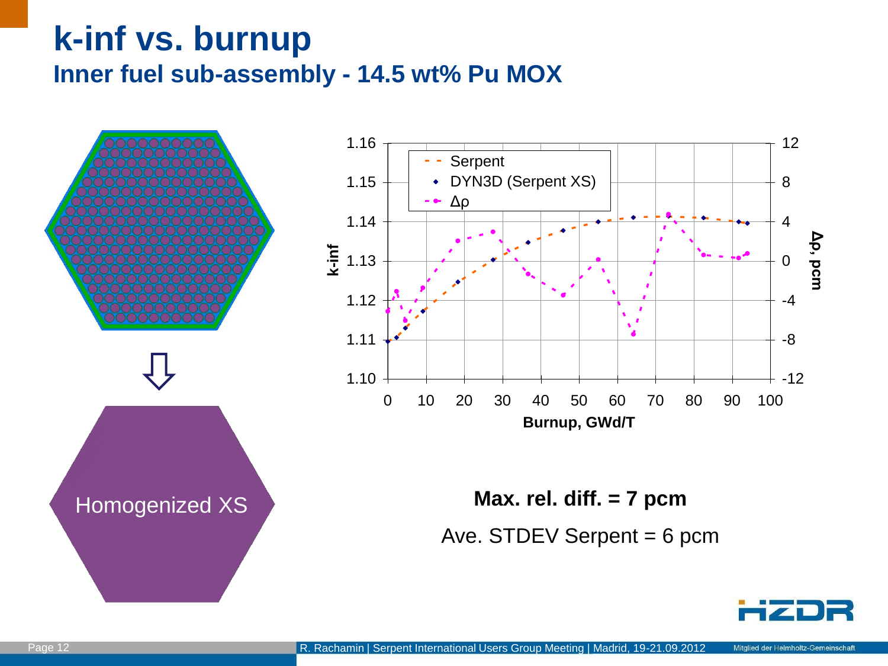# k-inf vs. burnup

## Inner fuel sub-assembly - 14.5 wt% Pu MOX

Homogenized XS

**Max. rel. diff. = 7 pcm**

Ave. STDEV Serpent = 6 pcm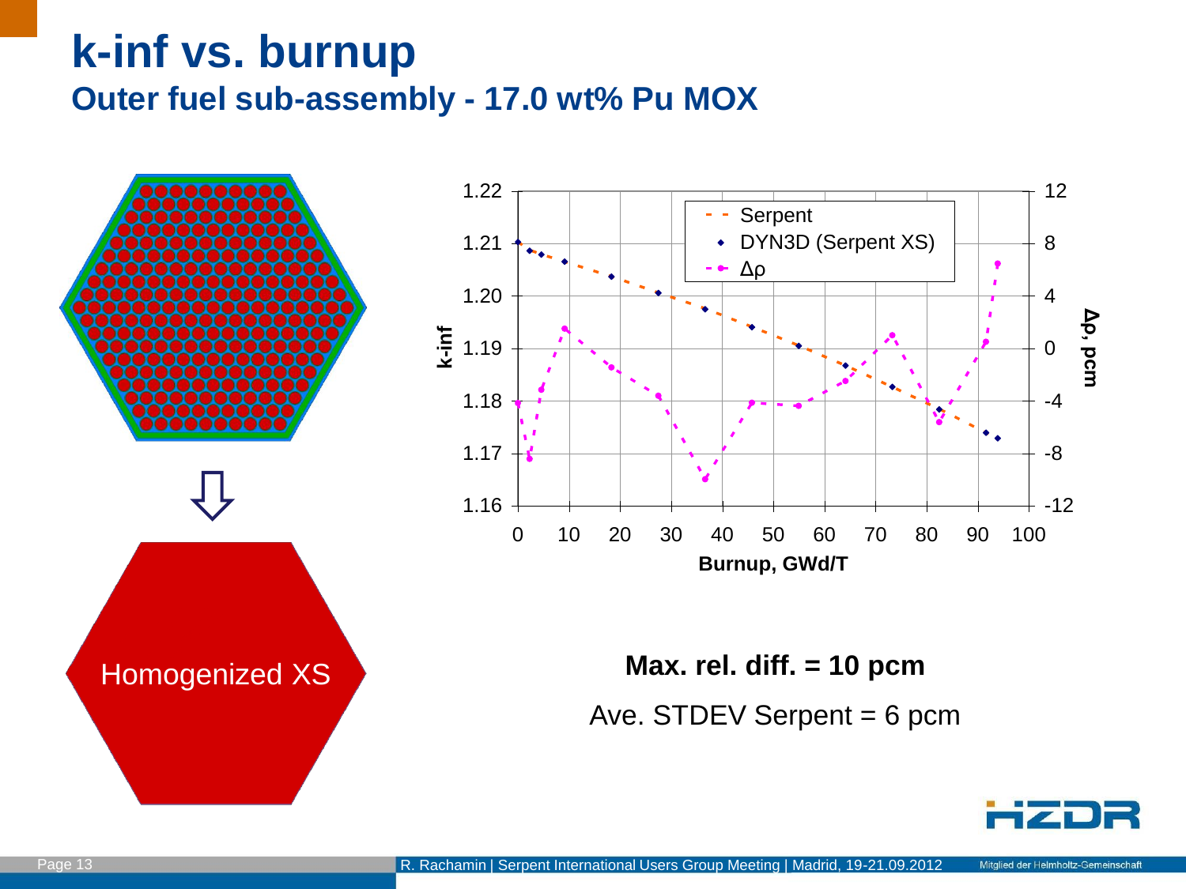# k-inf vs. burnup

## Outer fuel sub-assembly - 17.0 wt% Pu MOX

Homogenized XS

**Max. rel. diff. = 10 pcm**

Ave. STDEV Serpent = 6 pcm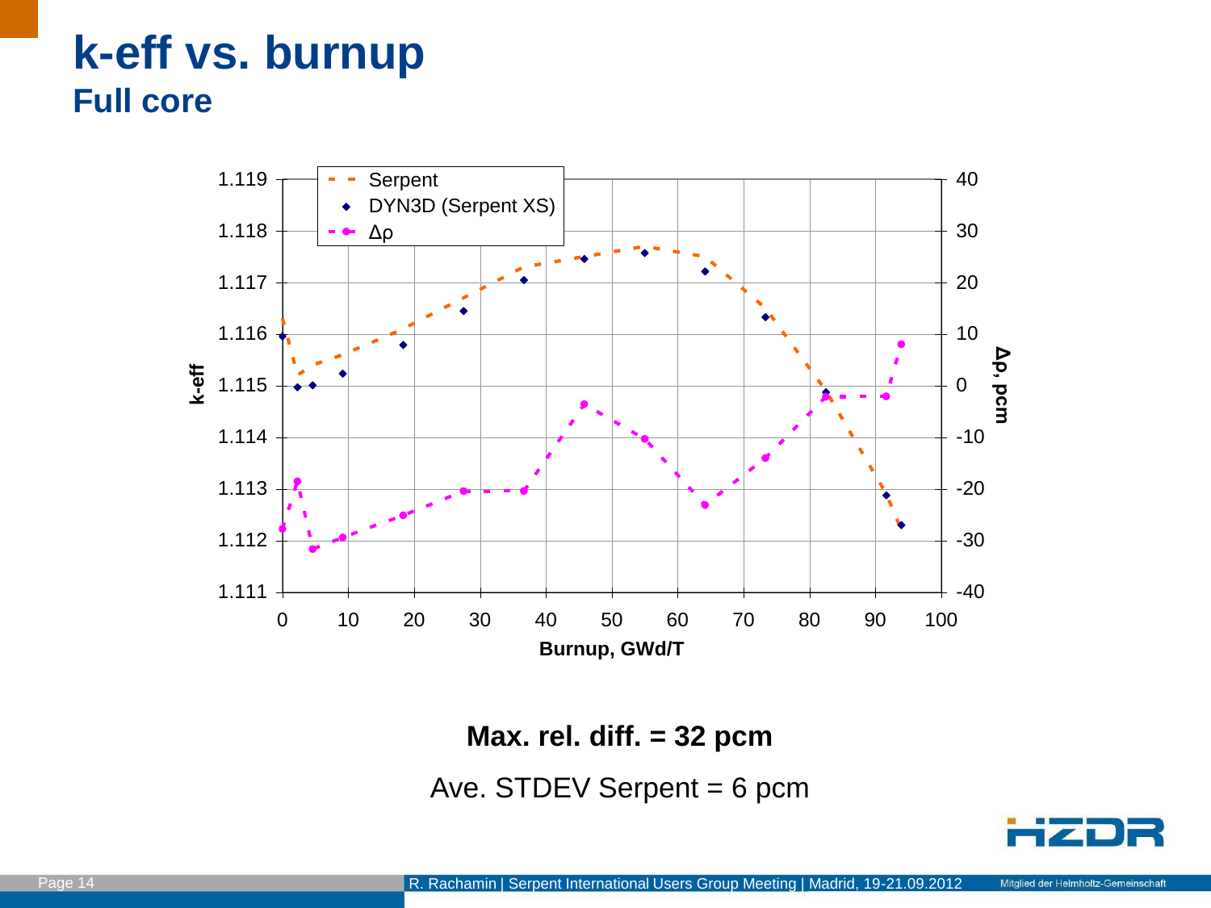# k-eff vs. burnup

## Full core

**Max. rel. diff. = 32 pcm**

Ave. STDEV Serpent = 6 pcm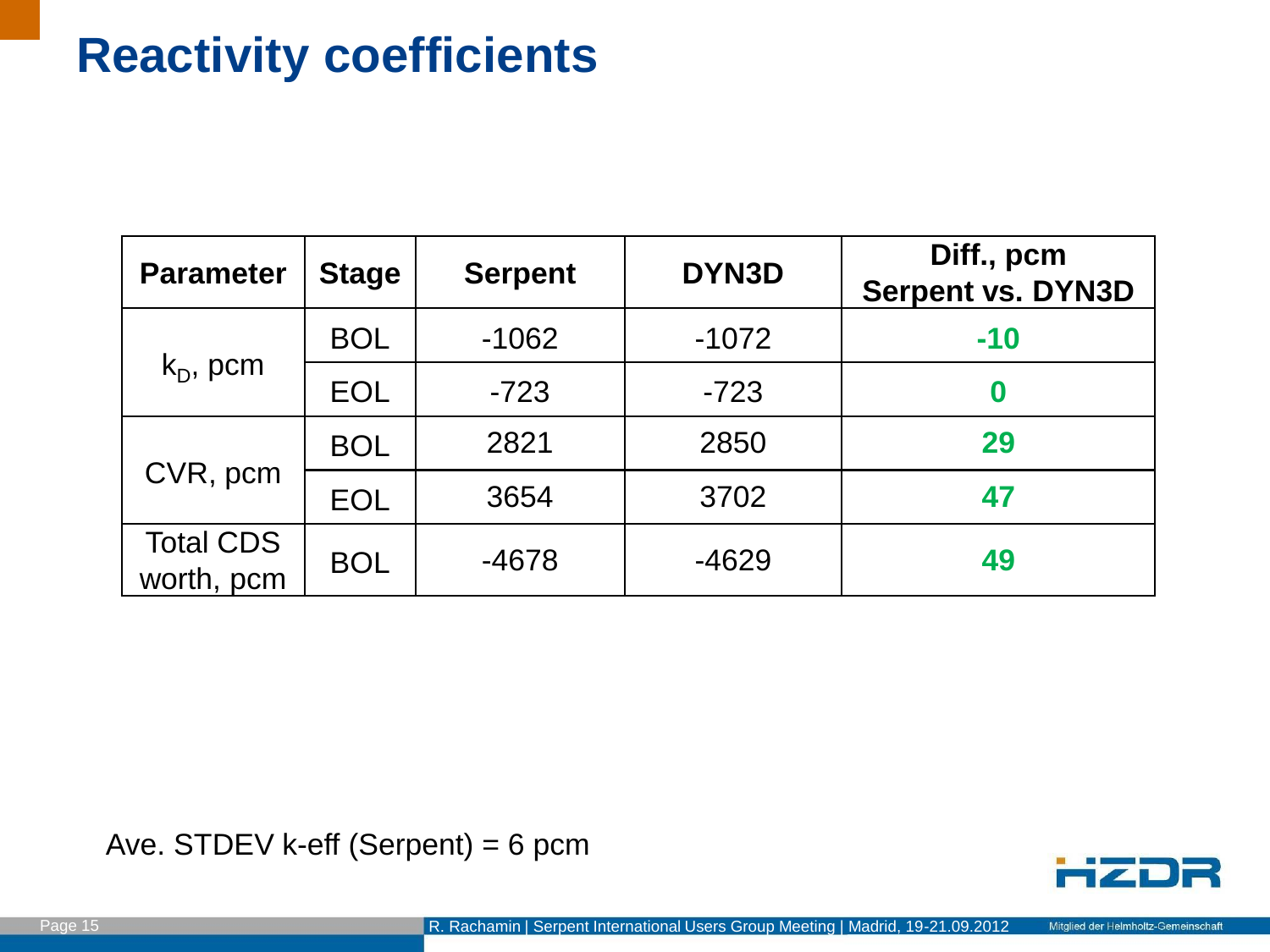# Reactivity coefficients

| Parameter | Stage | Serpent | DYN3D | Diff., pcm Serpent vs. DYN3D |
|---|---|---|---|---|
| $k_D$, pcm | BOL | -1062 | -1072 | **-10** |
| | EOL | -723 | -723 | **0** |
| CVR, pcm | BOL | 2821 | 2850 | **29** |
| | EOL | 3654 | 3702 | **47** |
| Total CDS worth, pcm | BOL | -4678 | -4629 | **49** |

Ave. STDEV k-eff (Serpent) = 6 pcm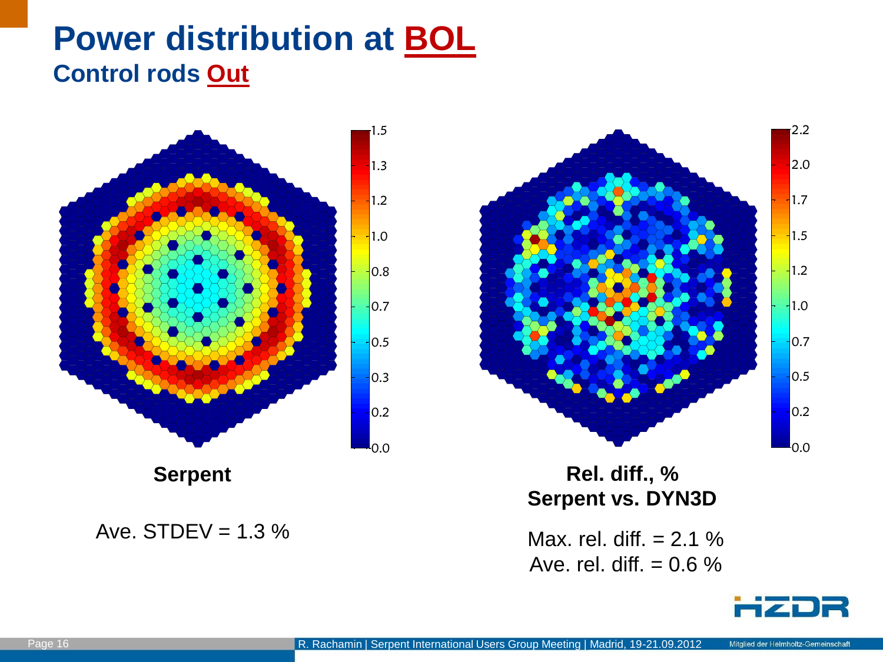# Power distribution at BOL

## Control rods Out

**Serpent**

Ave. STDEV = 1.3 %

**Rel. diff., %**
**Serpent vs. DYN3D**

Max. rel. diff. = 2.1 %
Ave. rel. diff. = 0.6 %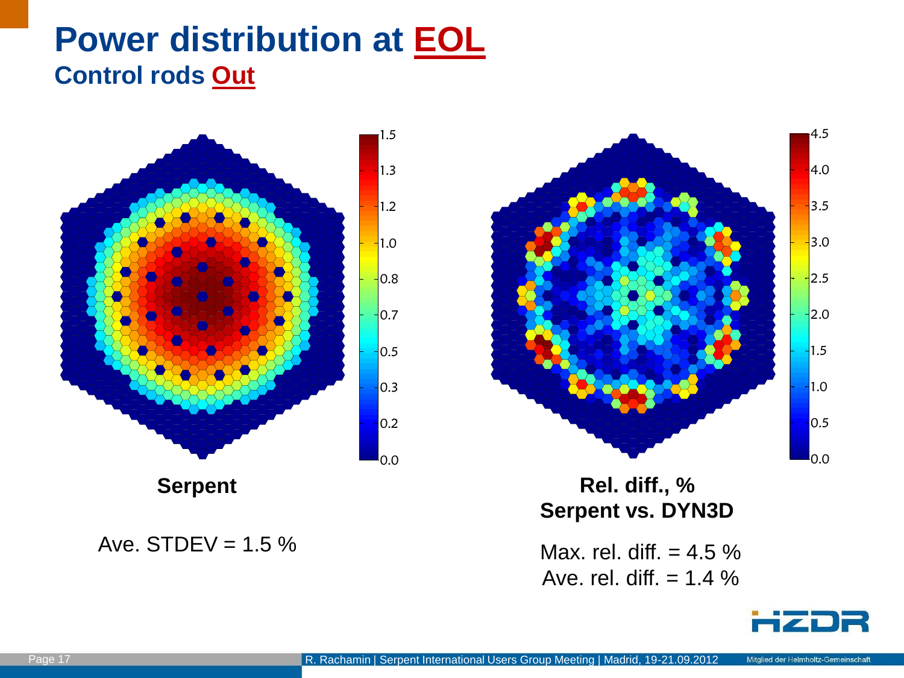# Power distribution at EOL

## Control rods Out

**Serpent**

Ave. STDEV = 1.5 %

**Rel. diff., %**
**Serpent vs. DYN3D**

Max. rel. diff. = 4.5 %
Ave. rel. diff. = 1.4 %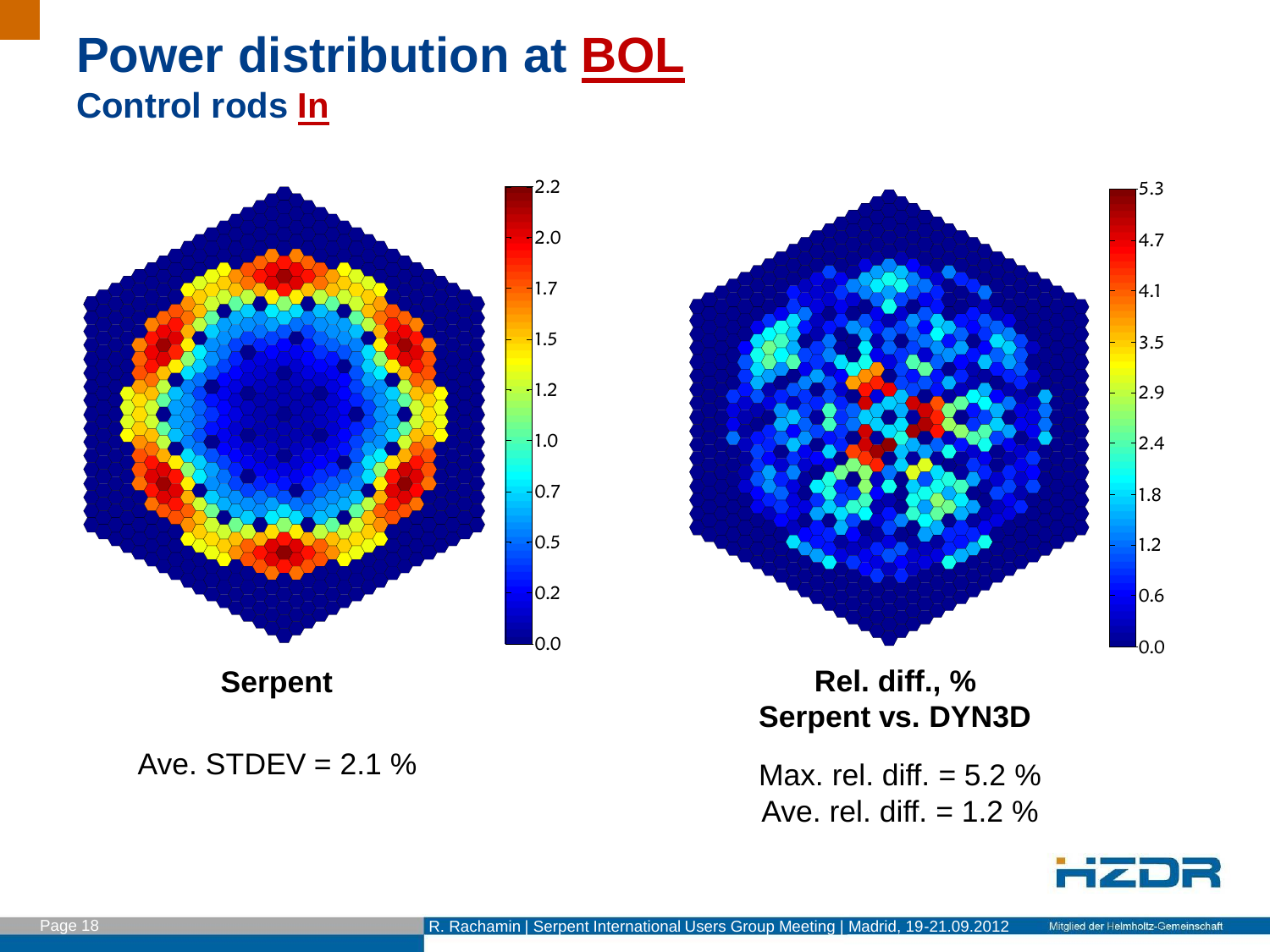# Power distribution at BOL

## Control rods In

**Serpent**

Ave. STDEV = 2.1 %

**Rel. diff., %**
**Serpent vs. DYN3D**

Max. rel. diff. = 5.2 %
Ave. rel. diff. = 1.2 %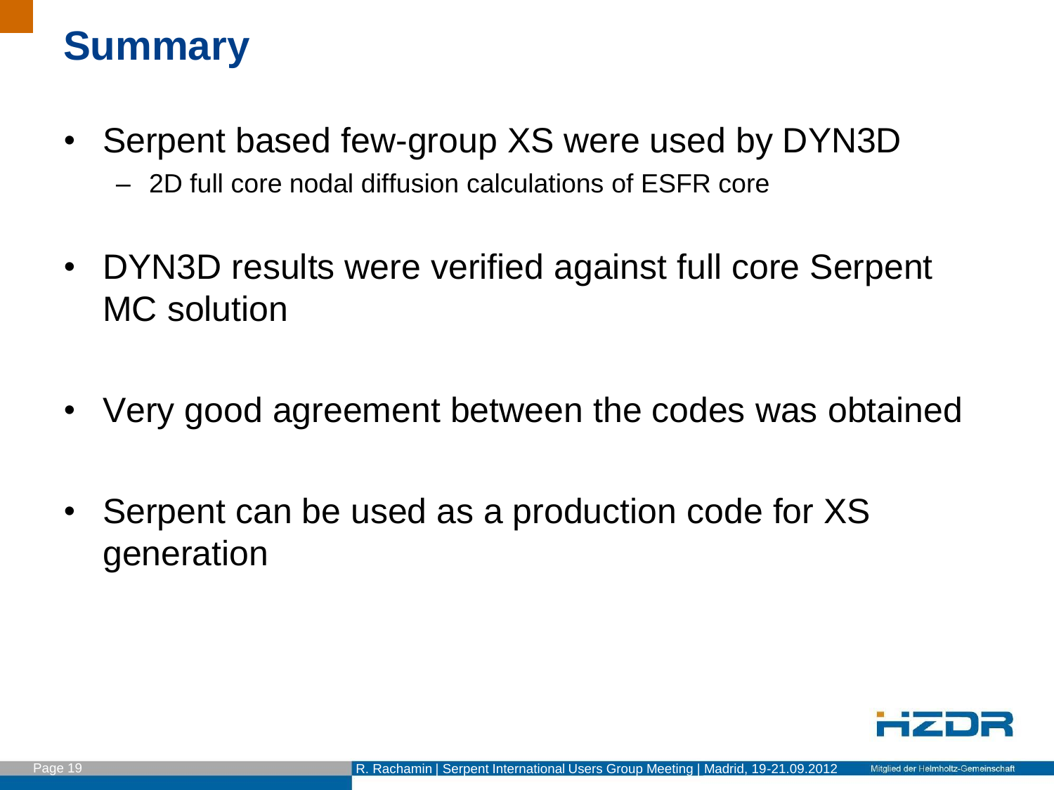# Summary

- Serpent based few-group XS were used by DYN3D
  - 2D full core nodal diffusion calculations of ESFR core
- DYN3D results were verified against full core Serpent MC solution
- Very good agreement between the codes was obtained
- Serpent can be used as a production code for XS generation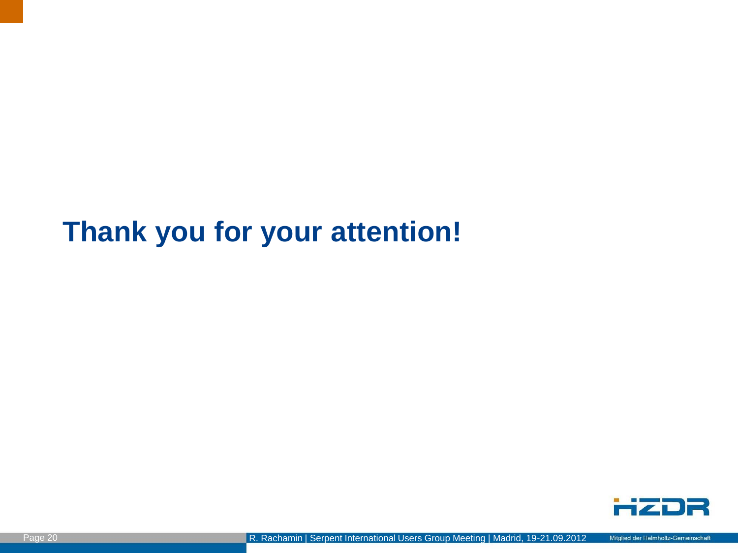# Thank you for your attention!